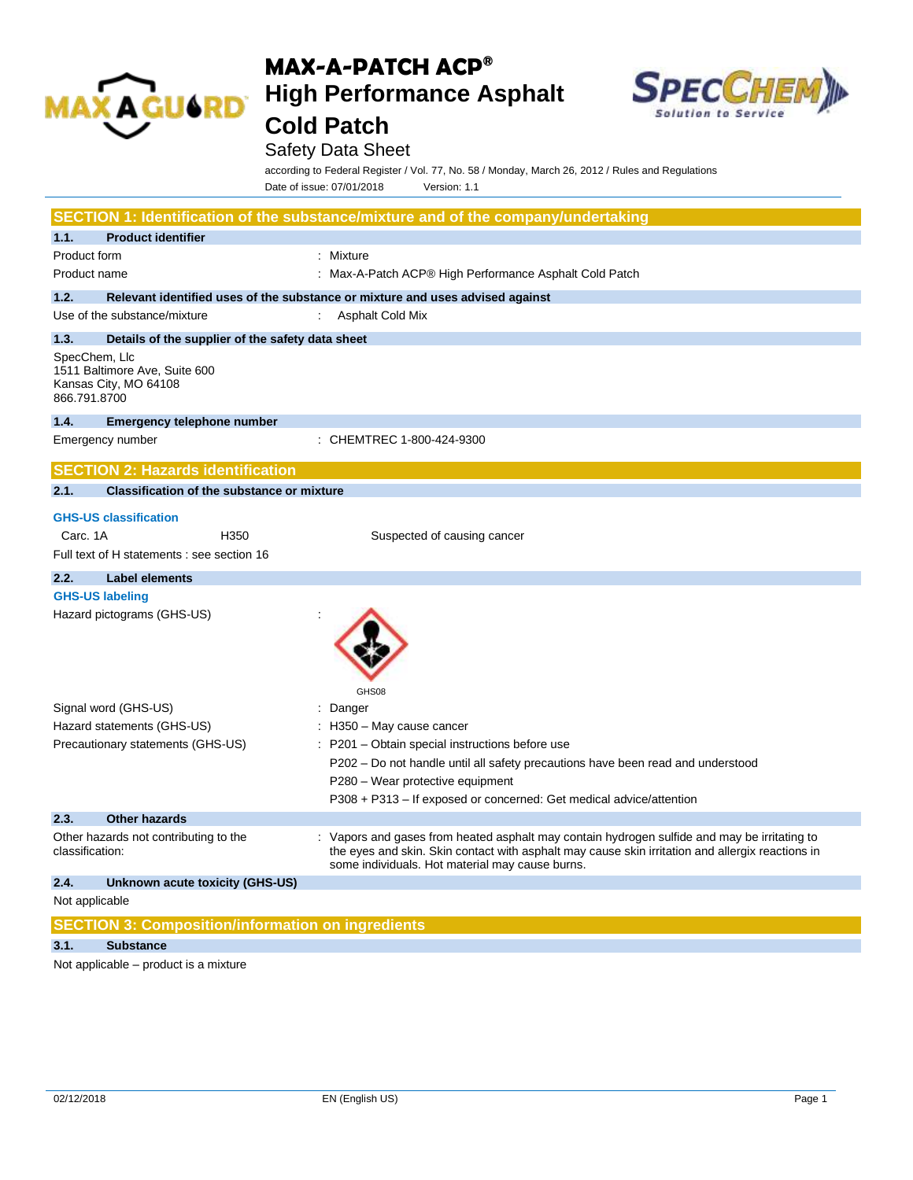# MAX-A-PATCH ACP®
# High Performance Asphalt Cold Patch

Safety Data Sheet

according to Federal Register / Vol. 77, No. 58 / Monday, March 26, 2012 / Rules and Regulations

Date of issue: 07/01/2018 Version: 1.1

## SECTION 1: Identification of the substance/mixture and of the company/undertaking

### 1.1. Product identifier

| | |
|---|---|
| Product form | : Mixture |
| Product name | : Max-A-Patch ACP® High Performance Asphalt Cold Patch |

### 1.2. Relevant identified uses of the substance or mixture and uses advised against

| | |
|---|---|
| Use of the substance/mixture | : Asphalt Cold Mix |

### 1.3. Details of the supplier of the safety data sheet

SpecChem, Llc
1511 Baltimore Ave, Suite 600
Kansas City, MO 64108
866.791.8700

### 1.4. Emergency telephone number

| | |
|---|---|
| Emergency number | : CHEMTREC 1-800-424-9300 |

## SECTION 2: Hazards identification

### 2.1. Classification of the substance or mixture

**GHS-US classification**

| | | |
|---|---|---|
| Carc. 1A | H350 | Suspected of causing cancer |

Full text of H statements : see section 16

### 2.2. Label elements

**GHS-US labeling**

Hazard pictograms (GHS-US) :

GHS08

| | |
|---|---|
| Signal word (GHS-US) | : Danger |
| Hazard statements (GHS-US) | : H350 – May cause cancer |
| Precautionary statements (GHS-US) | : P201 – Obtain special instructions before use |
| | P202 – Do not handle until all safety precautions have been read and understood |
| | P280 – Wear protective equipment |
| | P308 + P313 – If exposed or concerned: Get medical advice/attention |

### 2.3. Other hazards

Other hazards not contributing to the classification: : Vapors and gases from heated asphalt may contain hydrogen sulfide and may be irritating to the eyes and skin. Skin contact with asphalt may cause skin irritation and allergix reactions in some individuals. Hot material may cause burns.

### 2.4. Unknown acute toxicity (GHS-US)

Not applicable

## SECTION 3: Composition/information on ingredients

### 3.1. Substance

Not applicable – product is a mixture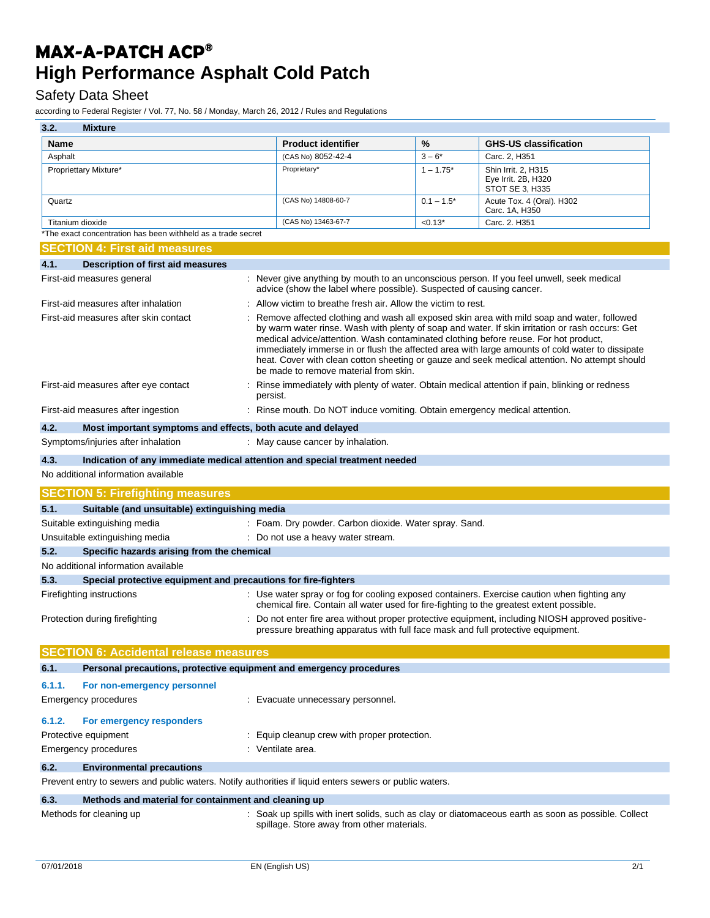### 3.2. Mixture

| Name | Product identifier | % | GHS-US classification |
|---|---|---|---|
| Asphalt | (CAS No) 8052-42-4 | 3 – 6* | Carc. 2, H351 |
| Proprietary Mixture* | Proprietary* | 1 – 1.75* | Shin Irrit. 2, H315<br>Eye Irrit. 2B, H320<br>STOT SE 3, H335 |
| Quartz | (CAS No) 14808-60-7 | 0.1 – 1.5* | Acute Tox. 4 (Oral). H302<br>Carc. 1A, H350 |
| Titanium dioxide | (CAS No) 13463-67-7 | <0.13* | Carc. 2. H351 |

*The exact concentration has been withheld as a trade secret

## SECTION 4: First aid measures

### 4.1. Description of first aid measures

First-aid measures general : Never give anything by mouth to an unconscious person. If you feel unwell, seek medical advice (show the label where possible). Suspected of causing cancer.

First-aid measures after inhalation : Allow victim to breathe fresh air. Allow the victim to rest.

First-aid measures after skin contact : Remove affected clothing and wash all exposed skin area with mild soap and water, followed by warm water rinse. Wash with plenty of soap and water. If skin irritation or rash occurs: Get medical advice/attention. Wash contaminated clothing before reuse. For hot product, immediately immerse in or flush the affected area with large amounts of cold water to dissipate heat. Cover with clean cotton sheeting or gauze and seek medical attention. No attempt should be made to remove material from skin.

First-aid measures after eye contact : Rinse immediately with plenty of water. Obtain medical attention if pain, blinking or redness persist.

First-aid measures after ingestion : Rinse mouth. Do NOT induce vomiting. Obtain emergency medical attention.

### 4.2. Most important symptoms and effects, both acute and delayed

Symptoms/injuries after inhalation : May cause cancer by inhalation.

### 4.3. Indication of any immediate medical attention and special treatment needed

No additional information available

## SECTION 5: Firefighting measures

### 5.1. Suitable (and unsuitable) extinguishing media

Suitable extinguishing media : Foam. Dry powder. Carbon dioxide. Water spray. Sand.

Unsuitable extinguishing media : Do not use a heavy water stream.

### 5.2. Specific hazards arising from the chemical

No additional information available

### 5.3. Special protective equipment and precautions for fire-fighters

Firefighting instructions : Use water spray or fog for cooling exposed containers. Exercise caution when fighting any chemical fire. Contain all water used for fire-fighting to the greatest extent possible.

Protection during firefighting : Do not enter fire area without proper protective equipment, including NIOSH approved positive-pressure breathing apparatus with full face mask and full protective equipment.

## SECTION 6: Accidental release measures

### 6.1. Personal precautions, protective equipment and emergency procedures

#### 6.1.1. For non-emergency personnel

Emergency procedures : Evacuate unnecessary personnel.

#### 6.1.2. For emergency responders

Protective equipment : Equip cleanup crew with proper protection.

Emergency procedures : Ventilate area.

### 6.2. Environmental precautions

Prevent entry to sewers and public waters. Notify authorities if liquid enters sewers or public waters.

### 6.3. Methods and material for containment and cleaning up

Methods for cleaning up : Soak up spills with inert solids, such as clay or diatomaceous earth as soon as possible. Collect spillage. Store away from other materials.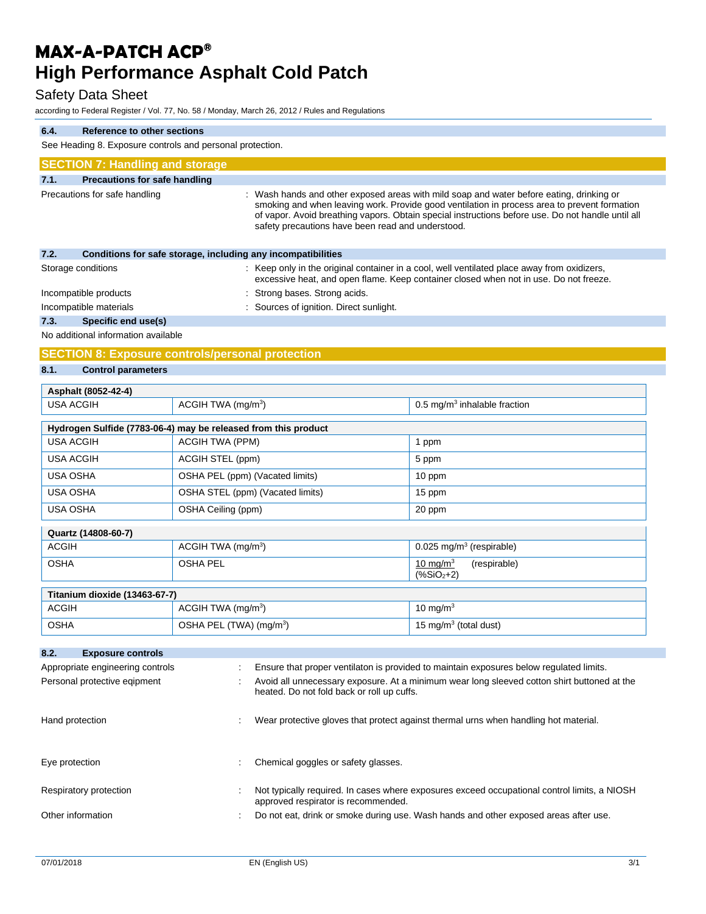#### 6.4. Reference to other sections

See Heading 8. Exposure controls and personal protection.

## SECTION 7: Handling and storage

#### 7.1. Precautions for safe handling

Precautions for safe handling : Wash hands and other exposed areas with mild soap and water before eating, drinking or smoking and when leaving work. Provide good ventilation in process area to prevent formation of vapor. Avoid breathing vapors. Obtain special instructions before use. Do not handle until all safety precautions have been read and understood.

#### 7.2. Conditions for safe storage, including any incompatibilities

Storage conditions : Keep only in the original container in a cool, well ventilated place away from oxidizers, excessive heat, and open flame. Keep container closed when not in use. Do not freeze.

Incompatible products : Strong bases. Strong acids.

Incompatible materials : Sources of ignition. Direct sunlight.

#### 7.3. Specific end use(s)

No additional information available

## SECTION 8: Exposure controls/personal protection

#### 8.1. Control parameters

| Asphalt (8052-42-4) | | |
|---|---|---|
| USA ACGIH | ACGIH TWA ($mg/m^3$) | 0.5 $mg/m^3$ inhalable fraction |

| Hydrogen Sulfide (7783-06-4) may be released from this product | | |
|---|---|---|
| USA ACGIH | ACGIH TWA (PPM) | 1 ppm |
| USA ACGIH | ACGIH STEL (ppm) | 5 ppm |
| USA OSHA | OSHA PEL (ppm) (Vacated limits) | 10 ppm |
| USA OSHA | OSHA STEL (ppm) (Vacated limits) | 15 ppm |
| USA OSHA | OSHA Ceiling (ppm) | 20 ppm |

| Quartz (14808-60-7) | | |
|---|---|---|
| ACGIH | ACGIH TWA ($mg/m^3$) | 0.025 $mg/m^3$ (respirable) |
| OSHA | OSHA PEL | $\frac{10\ mg/m^3}{(\%SiO_2+2)}$ (respirable) |

| Titanium dioxide (13463-67-7) | | |
|---|---|---|
| ACGIH | ACGIH TWA ($mg/m^3$) | 10 $mg/m^3$ |
| OSHA | OSHA PEL (TWA) ($mg/m^3$) | 15 $mg/m^3$ (total dust) |

#### 8.2. Exposure controls

Appropriate engineering controls : Ensure that proper ventilaton is provided to maintain exposures below regulated limits.

Personal protective eqipment : Avoid all unnecessary exposure. At a minimum wear long sleeved cotton shirt buttoned at the heated. Do not fold back or roll up cuffs.

Hand protection : Wear protective gloves that protect against thermal urns when handling hot material.

Eye protection : Chemical goggles or safety glasses.

Respiratory protection : Not typically required. In cases where exposures exceed occupational control limits, a NIOSH approved respirator is recommended.

Other information : Do not eat, drink or smoke during use. Wash hands and other exposed areas after use.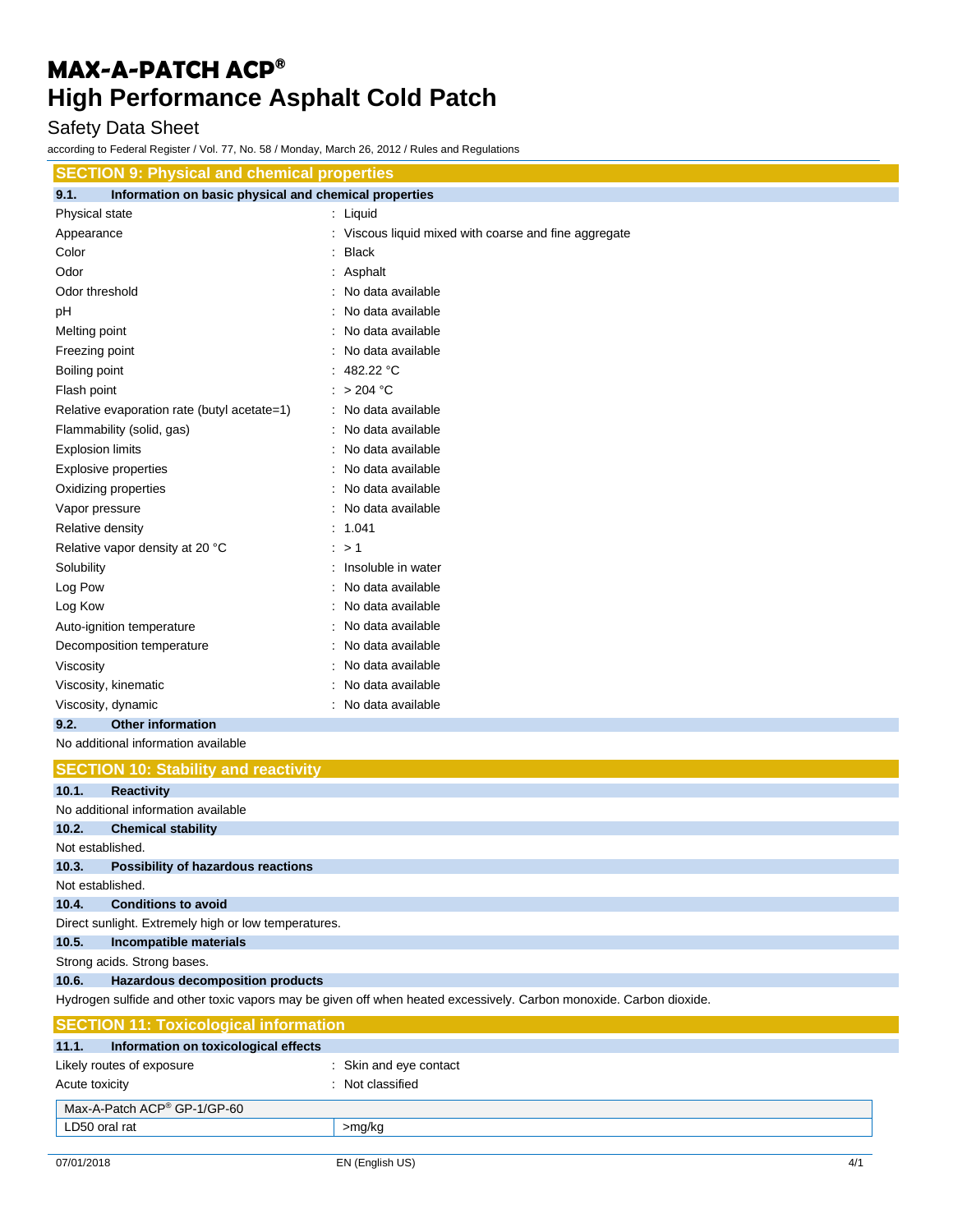## SECTION 9: Physical and chemical properties

### 9.1. Information on basic physical and chemical properties

| | |
|---|---|
| Physical state | : Liquid |
| Appearance | : Viscous liquid mixed with coarse and fine aggregate |
| Color | : Black |
| Odor | : Asphalt |
| Odor threshold | : No data available |
| pH | : No data available |
| Melting point | : No data available |
| Freezing point | : No data available |
| Boiling point | : 482.22 °C |
| Flash point | : > 204 °C |
| Relative evaporation rate (butyl acetate=1) | : No data available |
| Flammability (solid, gas) | : No data available |
| Explosion limits | : No data available |
| Explosive properties | : No data available |
| Oxidizing properties | : No data available |
| Vapor pressure | : No data available |
| Relative density | : 1.041 |
| Relative vapor density at 20 °C | : > 1 |
| Solubility | : Insoluble in water |
| Log Pow | : No data available |
| Log Kow | : No data available |
| Auto-ignition temperature | : No data available |
| Decomposition temperature | : No data available |
| Viscosity | : No data available |
| Viscosity, kinematic | : No data available |
| Viscosity, dynamic | : No data available |

### 9.2. Other information

No additional information available

## SECTION 10: Stability and reactivity

### 10.1. Reactivity

No additional information available

### 10.2. Chemical stability

Not established.

### 10.3. Possibility of hazardous reactions

Not established.

### 10.4. Conditions to avoid

Direct sunlight. Extremely high or low temperatures.

### 10.5. Incompatible materials

Strong acids. Strong bases.

### 10.6. Hazardous decomposition products

Hydrogen sulfide and other toxic vapors may be given off when heated excessively. Carbon monoxide. Carbon dioxide.

## SECTION 11: Toxicological information

### 11.1. Information on toxicological effects

| | |
|---|---|
| Likely routes of exposure | : Skin and eye contact |
| Acute toxicity | : Not classified |

| Max-A-Patch ACP® GP-1/GP-60 | |
|---|---|
| LD50 oral rat | >mg/kg |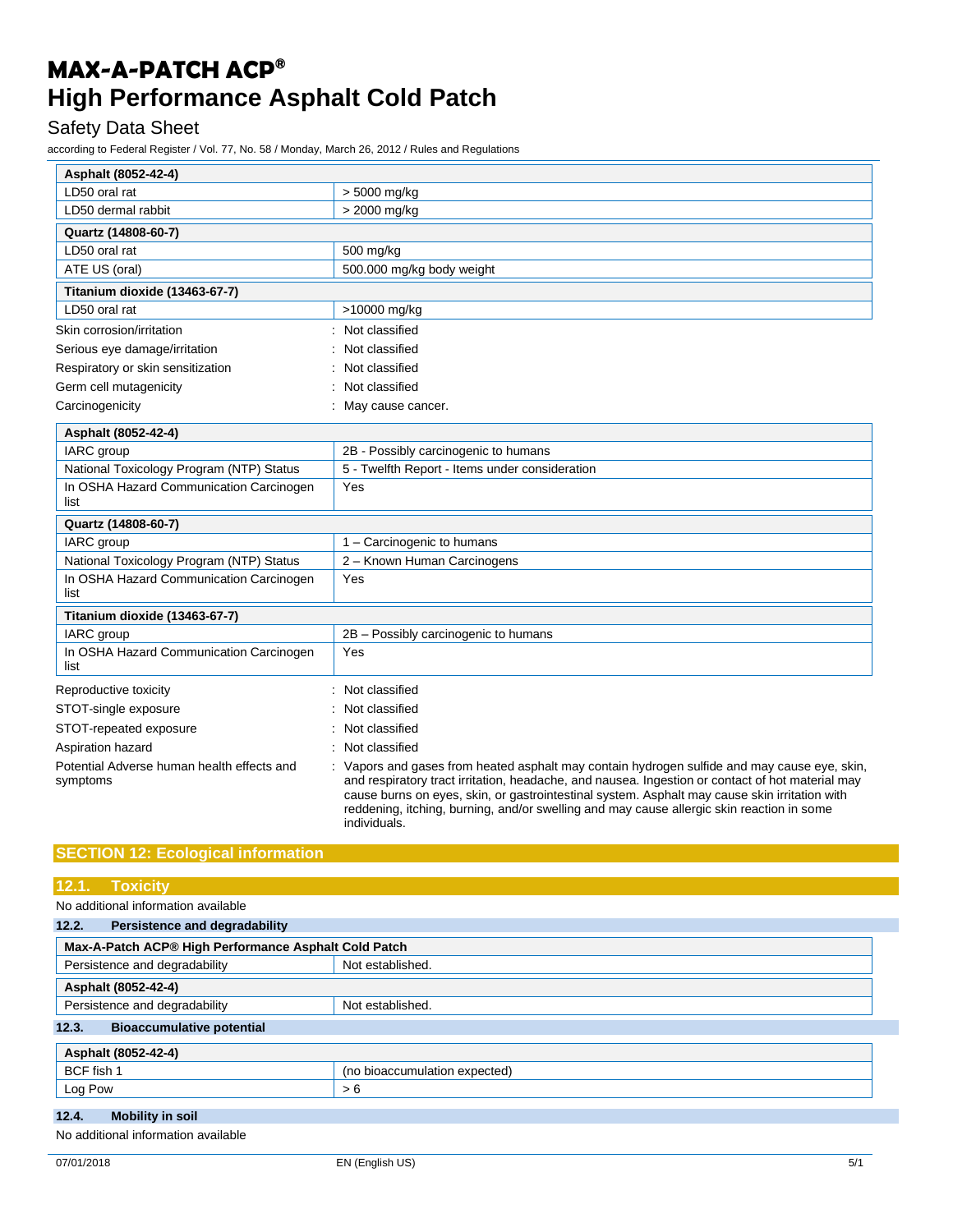| Asphalt (8052-42-4) | |
|---|---|
| LD50 oral rat | > 5000 mg/kg |
| LD50 dermal rabbit | > 2000 mg/kg |

| Quartz (14808-60-7) | |
|---|---|
| LD50 oral rat | 500 mg/kg |
| ATE US (oral) | 500.000 mg/kg body weight |

| Titanium dioxide (13463-67-7) | |
|---|---|
| LD50 oral rat | >10000 mg/kg |

Skin corrosion/irritation : Not classified

Serious eye damage/irritation : Not classified

Respiratory or skin sensitization : Not classified

Germ cell mutagenicity : Not classified

Carcinogenicity : May cause cancer.

| Asphalt (8052-42-4) | |
|---|---|
| IARC group | 2B - Possibly carcinogenic to humans |
| National Toxicology Program (NTP) Status | 5 - Twelfth Report - Items under consideration |
| In OSHA Hazard Communication Carcinogen list | Yes |

| Quartz (14808-60-7) | |
|---|---|
| IARC group | 1 – Carcinogenic to humans |
| National Toxicology Program (NTP) Status | 2 – Known Human Carcinogens |
| In OSHA Hazard Communication Carcinogen list | Yes |

| Titanium dioxide (13463-67-7) | |
|---|---|
| IARC group | 2B – Possibly carcinogenic to humans |
| In OSHA Hazard Communication Carcinogen list | Yes |

Reproductive toxicity : Not classified

STOT-single exposure : Not classified

STOT-repeated exposure : Not classified

Aspiration hazard : Not classified

Potential Adverse human health effects and symptoms : Vapors and gases from heated asphalt may contain hydrogen sulfide and may cause eye, skin, and respiratory tract irritation, headache, and nausea. Ingestion or contact of hot material may cause burns on eyes, skin, or gastrointestinal system. Asphalt may cause skin irritation with reddening, itching, burning, and/or swelling and may cause allergic skin reaction in some individuals.

## SECTION 12: Ecological information

### 12.1. Toxicity

No additional information available

### 12.2. Persistence and degradability

| Max-A-Patch ACP® High Performance Asphalt Cold Patch | |
|---|---|
| Persistence and degradability | Not established. |

| Asphalt (8052-42-4) | |
|---|---|
| Persistence and degradability | Not established. |

### 12.3. Bioaccumulative potential

| Asphalt (8052-42-4) | |
|---|---|
| BCF fish 1 | (no bioaccumulation expected) |
| Log Pow | > 6 |

### 12.4. Mobility in soil

No additional information available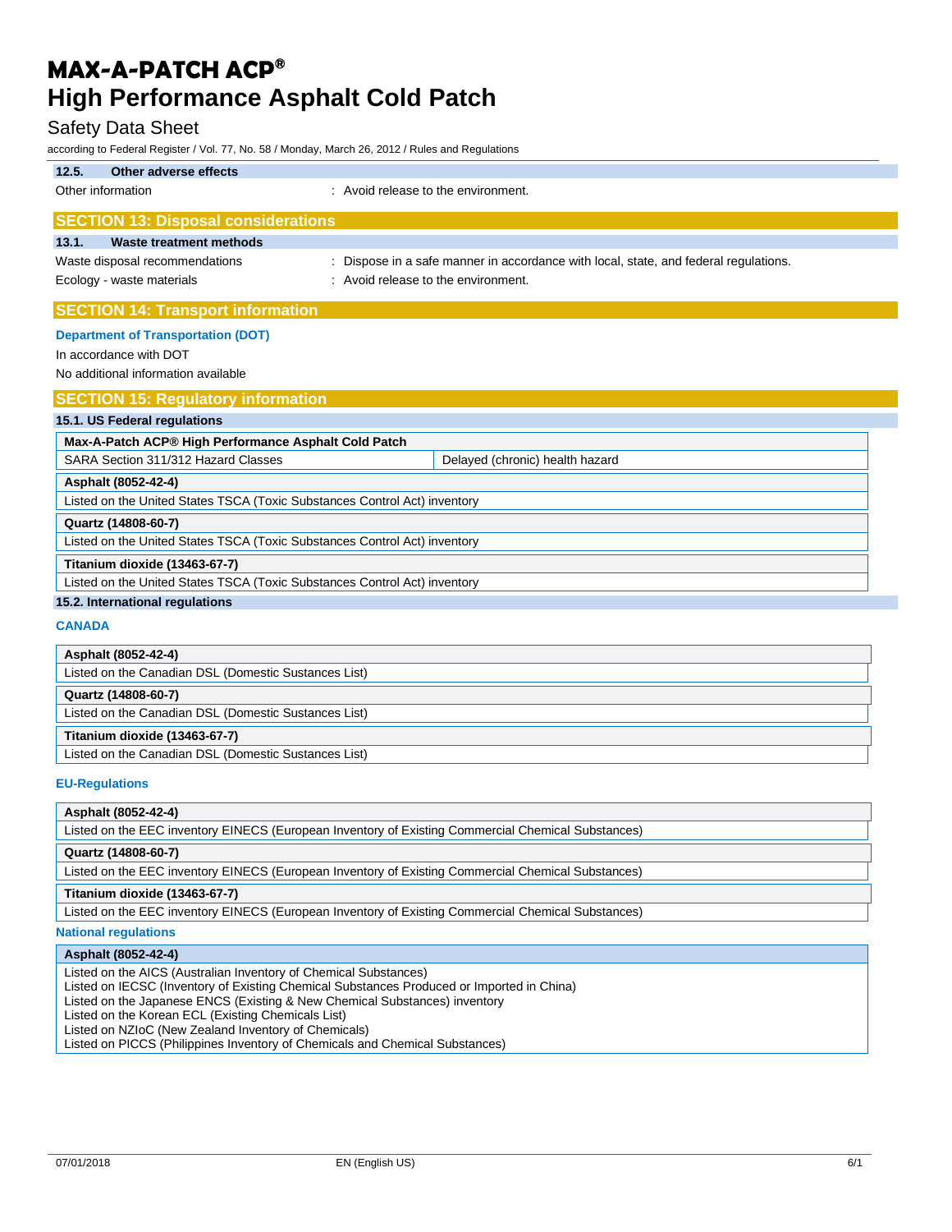### 12.5. Other adverse effects

Other information : Avoid release to the environment.

## SECTION 13: Disposal considerations

### 13.1. Waste treatment methods

Waste disposal recommendations : Dispose in a safe manner in accordance with local, state, and federal regulations.

Ecology - waste materials : Avoid release to the environment.

## SECTION 14: Transport information

**Department of Transportation (DOT)**

In accordance with DOT

No additional information available

## SECTION 15: Regulatory information

### 15.1. US Federal regulations

| Max-A-Patch ACP® High Performance Asphalt Cold Patch | |
|---|---|
| SARA Section 311/312 Hazard Classes | Delayed (chronic) health hazard |

| Asphalt (8052-42-4) |
|---|
| Listed on the United States TSCA (Toxic Substances Control Act) inventory |

| Quartz (14808-60-7) |
|---|
| Listed on the United States TSCA (Toxic Substances Control Act) inventory |

| Titanium dioxide (13463-67-7) |
|---|
| Listed on the United States TSCA (Toxic Substances Control Act) inventory |

### 15.2. International regulations

**CANADA**

| Asphalt (8052-42-4) |
|---|
| Listed on the Canadian DSL (Domestic Substances List) |

| Quartz (14808-60-7) |
|---|
| Listed on the Canadian DSL (Domestic Substances List) |

| Titanium dioxide (13463-67-7) |
|---|
| Listed on the Canadian DSL (Domestic Substances List) |

**EU-Regulations**

| Asphalt (8052-42-4) |
|---|
| Listed on the EEC inventory EINECS (European Inventory of Existing Commercial Chemical Substances) |

| Quartz (14808-60-7) |
|---|
| Listed on the EEC inventory EINECS (European Inventory of Existing Commercial Chemical Substances) |

| Titanium dioxide (13463-67-7) |
|---|
| Listed on the EEC inventory EINECS (European Inventory of Existing Commercial Chemical Substances) |

**National regulations**

| Asphalt (8052-42-4) |
|---|
| Listed on the AICS (Australian Inventory of Chemical Substances)<br>Listed on IECSC (Inventory of Existing Chemical Substances Produced or Imported in China)<br>Listed on the Japanese ENCS (Existing & New Chemical Substances) inventory<br>Listed on the Korean ECL (Existing Chemicals List)<br>Listed on NZIoC (New Zealand Inventory of Chemicals)<br>Listed on PICCS (Philippines Inventory of Chemicals and Chemical Substances) |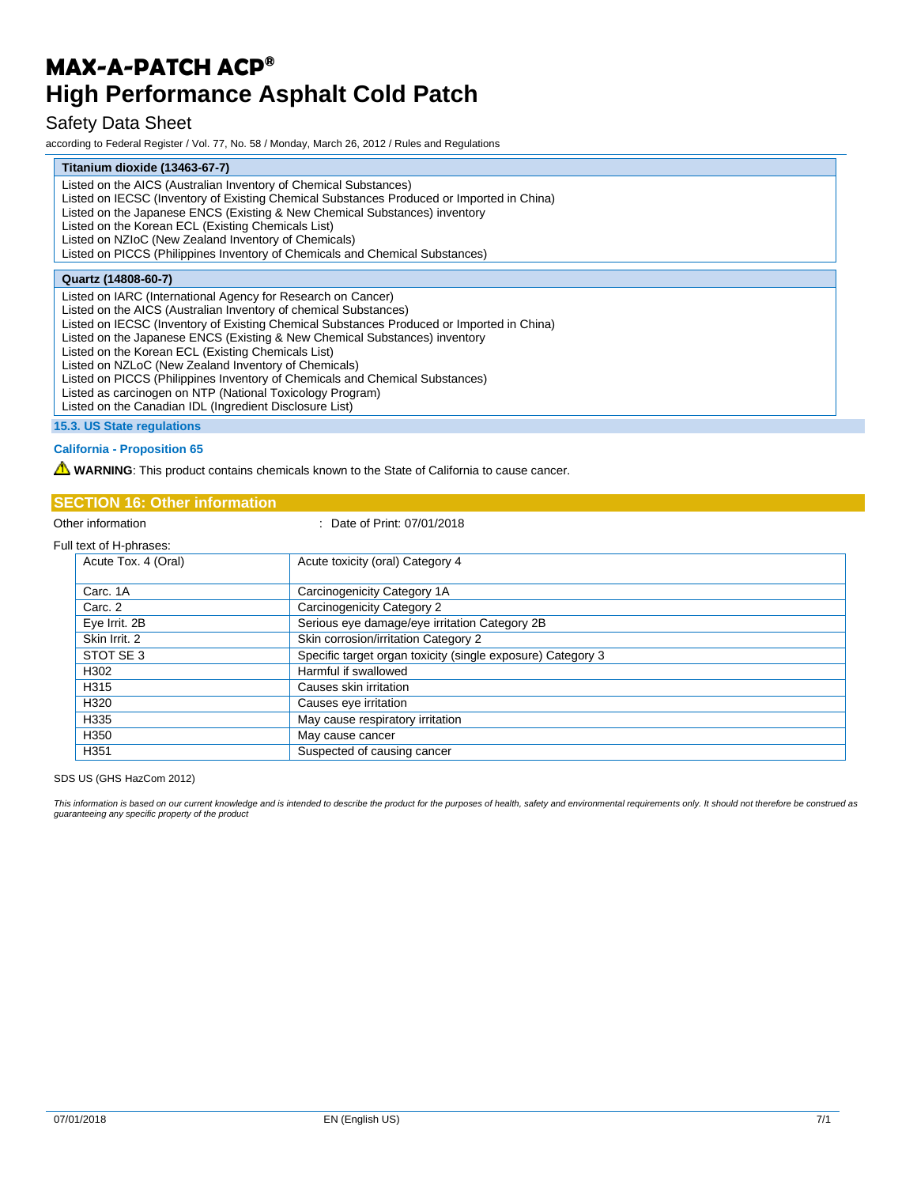| Titanium dioxide (13463-67-7) |
| --- |
| Listed on the AICS (Australian Inventory of Chemical Substances)<br>Listed on IECSC (Inventory of Existing Chemical Substances Produced or Imported in China)<br>Listed on the Japanese ENCS (Existing & New Chemical Substances) inventory<br>Listed on the Korean ECL (Existing Chemicals List)<br>Listed on NZIoC (New Zealand Inventory of Chemicals)<br>Listed on PICCS (Philippines Inventory of Chemicals and Chemical Substances) |

| Quartz (14808-60-7) |
| --- |
| Listed on IARC (International Agency for Research on Cancer)<br>Listed on the AICS (Australian Inventory of chemical Substances)<br>Listed on IECSC (Inventory of Existing Chemical Substances Produced or Imported in China)<br>Listed on the Japanese ENCS (Existing & New Chemical Substances) inventory<br>Listed on the Korean ECL (Existing Chemicals List)<br>Listed on NZLoC (New Zealand Inventory of Chemicals)<br>Listed on PICCS (Philippines Inventory of Chemicals and Chemical Substances)<br>Listed as carcinogen on NTP (National Toxicology Program)<br>Listed on the Canadian IDL (Ingredient Disclosure List) |

### 15.3. US State regulations

**California - Proposition 65**

⚠ **WARNING**: This product contains chemicals known to the State of California to cause cancer.

## SECTION 16: Other information

Other information : Date of Print: 07/01/2018

Full text of H-phrases:

| | |
| --- | --- |
| Acute Tox. 4 (Oral) | Acute toxicity (oral) Category 4 |
| Carc. 1A | Carcinogenicity Category 1A |
| Carc. 2 | Carcinogenicity Category 2 |
| Eye Irrit. 2B | Serious eye damage/eye irritation Category 2B |
| Skin Irrit. 2 | Skin corrosion/irritation Category 2 |
| STOT SE 3 | Specific target organ toxicity (single exposure) Category 3 |
| H302 | Harmful if swallowed |
| H315 | Causes skin irritation |
| H320 | Causes eye irritation |
| H335 | May cause respiratory irritation |
| H350 | May cause cancer |
| H351 | Suspected of causing cancer |

SDS US (GHS HazCom 2012)

*This information is based on our current knowledge and is intended to describe the product for the purposes of health, safety and environmental requirements only. It should not therefore be construed as guaranteeing any specific property of the product*